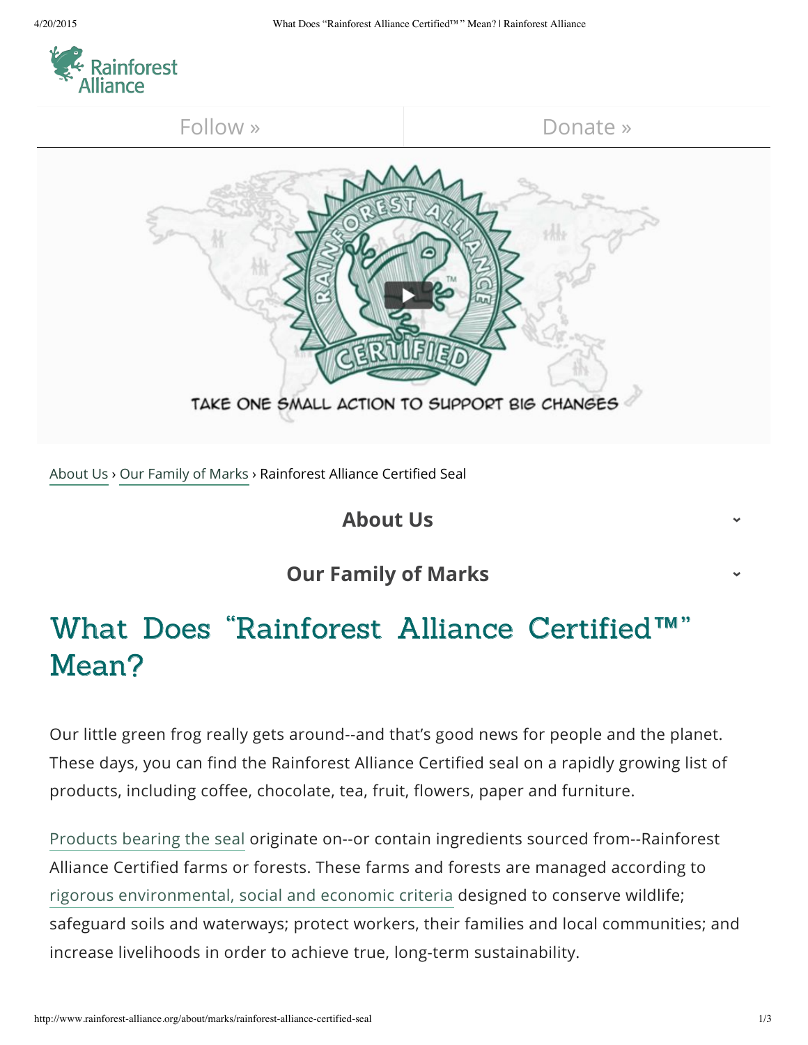Rainforest Alliance

Follow » | Donate »

TAKE ONE SMALL ACTION TO SUPPORT BIG CHANGES

About Us › Our Family of Marks › Rainforest Alliance Certified Seal

**About Us**

**Our Family of Marks**

# What Does "Rainforest Alliance Certified™" Mean?

Our little green frog really gets around--and that's good news for people and the planet. These days, you can find the Rainforest Alliance Certified seal on a rapidly growing list of products, including coffee, chocolate, tea, fruit, flowers, paper and furniture.

Products bearing the seal originate on--or contain ingredients sourced from--Rainforest Alliance Certified farms or forests. These farms and forests are managed according to rigorous environmental, social and economic criteria designed to conserve wildlife; safeguard soils and waterways; protect workers, their families and local communities; and increase livelihoods in order to achieve true, long-term sustainability.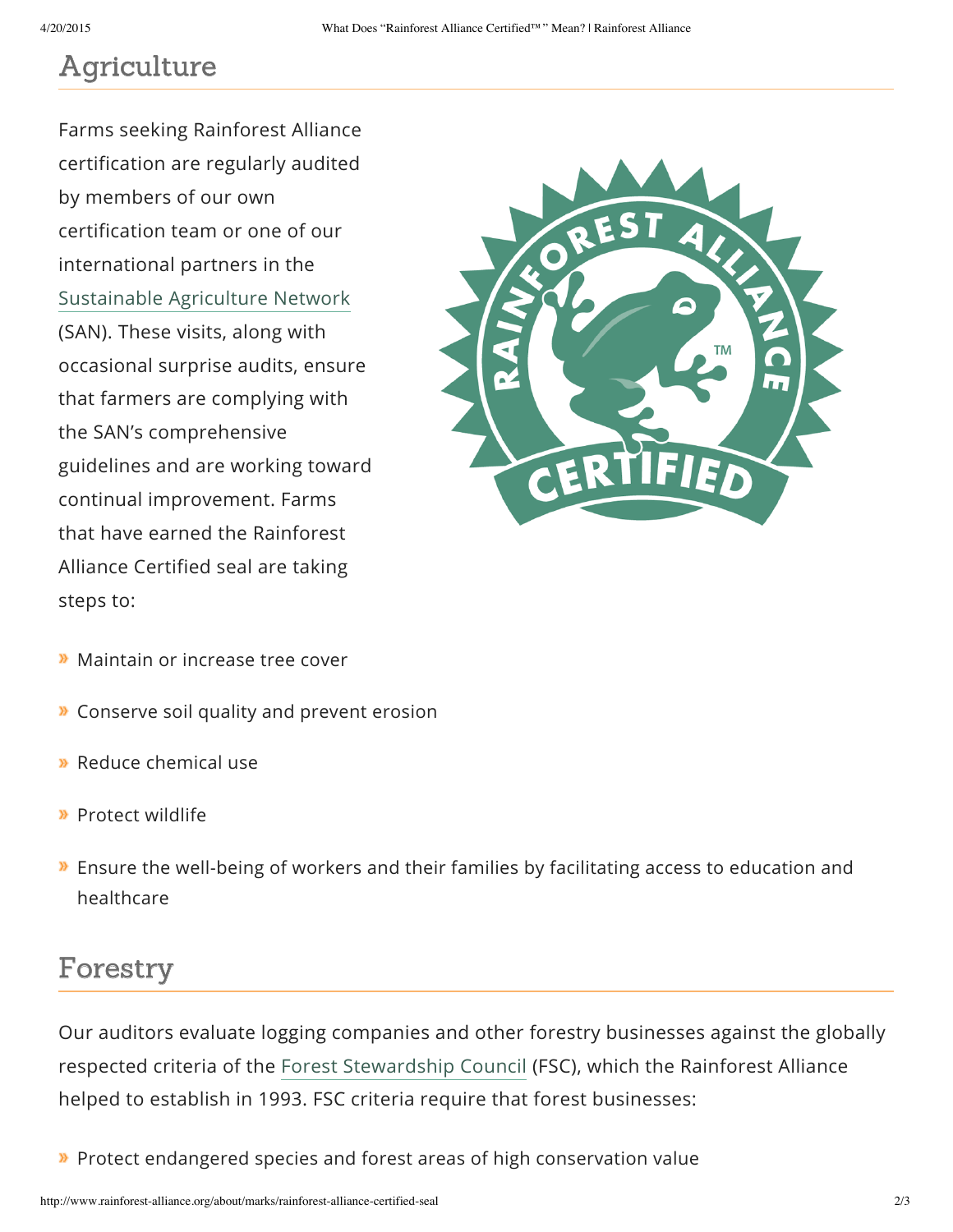## Agriculture

Farms seeking Rainforest Alliance certification are regularly audited by members of our own certification team or one of our international partners in the Sustainable Agriculture Network (SAN). These visits, along with occasional surprise audits, ensure that farmers are complying with the SAN's comprehensive guidelines and are working toward continual improvement. Farms that have earned the Rainforest Alliance Certified seal are taking steps to:

- Maintain or increase tree cover
- Conserve soil quality and prevent erosion
- Reduce chemical use
- Protect wildlife
- Ensure the well-being of workers and their families by facilitating access to education and healthcare

## Forestry

Our auditors evaluate logging companies and other forestry businesses against the globally respected criteria of the Forest Stewardship Council (FSC), which the Rainforest Alliance helped to establish in 1993. FSC criteria require that forest businesses:

- Protect endangered species and forest areas of high conservation value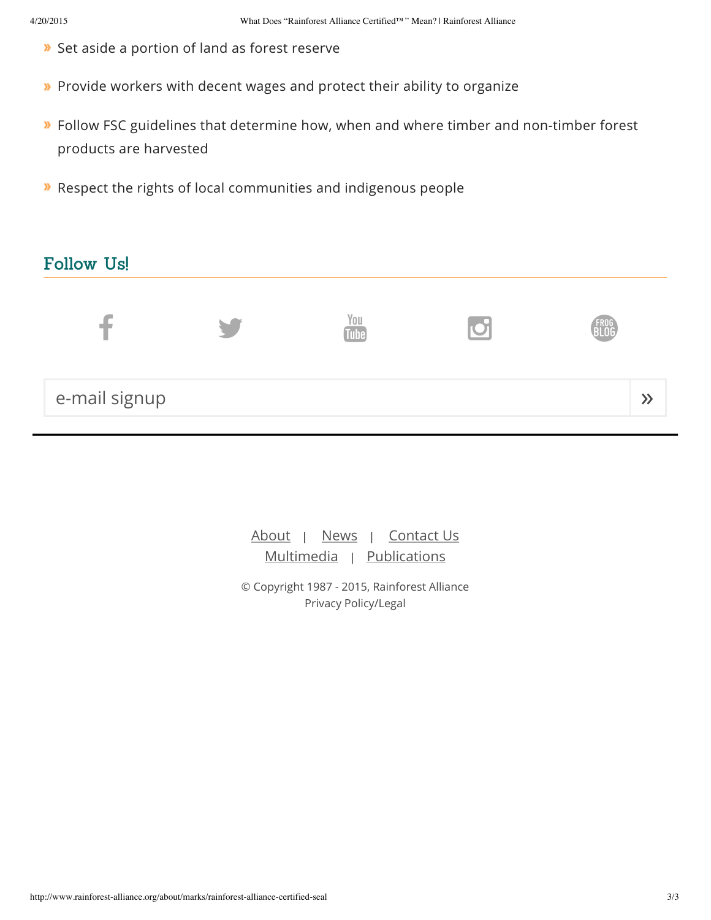- Set aside a portion of land as forest reserve
- Provide workers with decent wages and protect their ability to organize
- Follow FSC guidelines that determine how, when and where timber and non-timber forest products are harvested
- Respect the rights of local communities and indigenous people

## Follow Us!

e-mail signup »

About | News | Contact Us
Multimedia | Publications

© Copyright 1987 - 2015, Rainforest Alliance
Privacy Policy/Legal